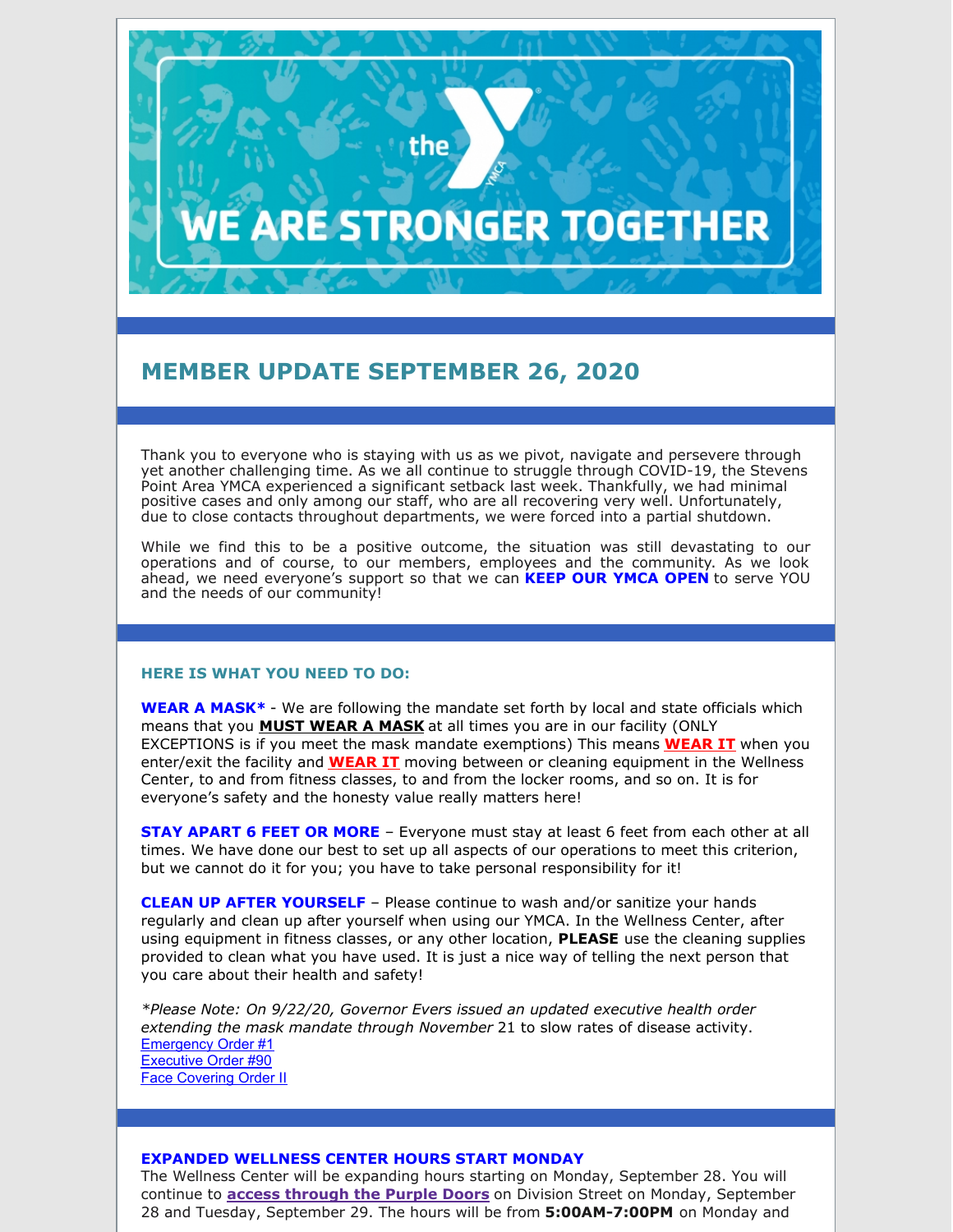the YMCA

WE ARE STRONGER TOGETHER

## MEMBER UPDATE SEPTEMBER 26, 2020

Thank you to everyone who is staying with us as we pivot, navigate and persevere through yet another challenging time. As we all continue to struggle through COVID-19, the Stevens Point Area YMCA experienced a significant setback last week. Thankfully, we had minimal positive cases and only among our staff, who are all recovering very well. Unfortunately, due to close contacts throughout departments, we were forced into a partial shutdown.

While we find this to be a positive outcome, the situation was still devastating to our operations and of course, to our members, employees and the community. As we look ahead, we need everyone's support so that we can **KEEP OUR YMCA OPEN** to serve YOU and the needs of our community!

### HERE IS WHAT YOU NEED TO DO:

**WEAR A MASK*** - We are following the mandate set forth by local and state officials which means that you **MUST WEAR A MASK** at all times you are in our facility (ONLY EXCEPTIONS is if you meet the mask mandate exemptions) This means **WEAR IT** when you enter/exit the facility and **WEAR IT** moving between or cleaning equipment in the Wellness Center, to and from fitness classes, to and from the locker rooms, and so on. It is for everyone's safety and the honesty value really matters here!

**STAY APART 6 FEET OR MORE** – Everyone must stay at least 6 feet from each other at all times. We have done our best to set up all aspects of our operations to meet this criterion, but we cannot do it for you; you have to take personal responsibility for it!

**CLEAN UP AFTER YOURSELF** – Please continue to wash and/or sanitize your hands regularly and clean up after yourself when using our YMCA. In the Wellness Center, after using equipment in fitness classes, or any other location, **PLEASE** use the cleaning supplies provided to clean what you have used. It is just a nice way of telling the next person that you care about their health and safety!

*\*Please Note: On 9/22/20, Governor Evers issued an updated executive health order extending the mask mandate through November* 21 to slow rates of disease activity.
Emergency Order #1
Executive Order #90
Face Covering Order II

### EXPANDED WELLNESS CENTER HOURS START MONDAY

The Wellness Center will be expanding hours starting on Monday, September 28. You will continue to **access through the Purple Doors** on Division Street on Monday, September 28 and Tuesday, September 29. The hours will be from **5:00AM-7:00PM** on Monday and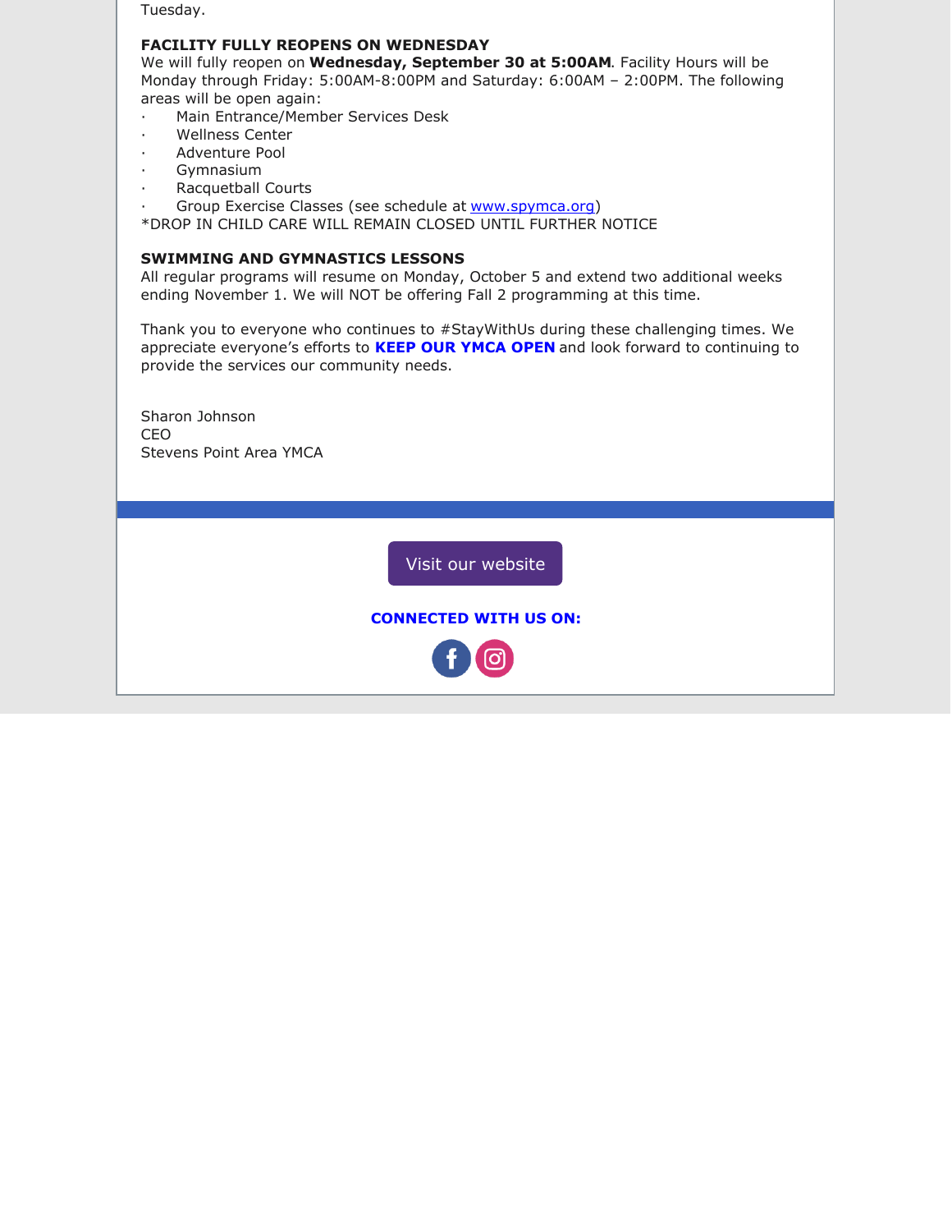Tuesday.

**FACILITY FULLY REOPENS ON WEDNESDAY**

We will fully reopen on **Wednesday, September 30 at 5:00AM**. Facility Hours will be Monday through Friday: 5:00AM-8:00PM and Saturday: 6:00AM – 2:00PM. The following areas will be open again:

- Main Entrance/Member Services Desk
- Wellness Center
- Adventure Pool
- Gymnasium
- Racquetball Courts
- Group Exercise Classes (see schedule at [www.spymca.org](www.spymca.org))

*DROP IN CHILD CARE WILL REMAIN CLOSED UNTIL FURTHER NOTICE

**SWIMMING AND GYMNASTICS LESSONS**

All regular programs will resume on Monday, October 5 and extend two additional weeks ending November 1. We will NOT be offering Fall 2 programming at this time.

Thank you to everyone who continues to #StayWithUs during these challenging times. We appreciate everyone's efforts to **KEEP OUR YMCA OPEN** and look forward to continuing to provide the services our community needs.

Sharon Johnson
CEO
Stevens Point Area YMCA

Visit our website

**CONNECTED WITH US ON:**